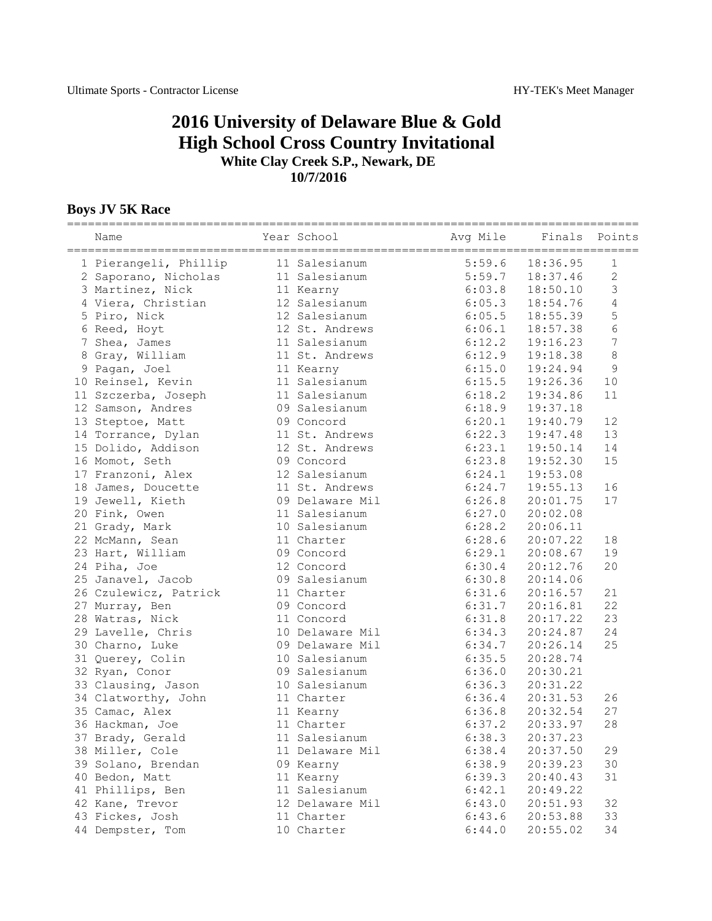# 2016 University of Delaware Blue & Gold High School Cross Country Invitational

### White Clay Creek S.P., Newark, DE
### 10/7/2016

## Boys JV 5K Race

| | Name | Year | School | Avg Mile | Finals | Points |
|---|---|---|---|---|---|---|
| 1 | Pierangeli, Phillip | 11 | Salesianum | 5:59.6 | 18:36.95 | 1 |
| 2 | Saporano, Nicholas | 11 | Salesianum | 5:59.7 | 18:37.46 | 2 |
| 3 | Martinez, Nick | 11 | Kearny | 6:03.8 | 18:50.10 | 3 |
| 4 | Viera, Christian | 12 | Salesianum | 6:05.3 | 18:54.76 | 4 |
| 5 | Piro, Nick | 12 | Salesianum | 6:05.5 | 18:55.39 | 5 |
| 6 | Reed, Hoyt | 12 | St. Andrews | 6:06.1 | 18:57.38 | 6 |
| 7 | Shea, James | 11 | Salesianum | 6:12.2 | 19:16.23 | 7 |
| 8 | Gray, William | 11 | St. Andrews | 6:12.9 | 19:18.38 | 8 |
| 9 | Pagan, Joel | 11 | Kearny | 6:15.0 | 19:24.94 | 9 |
| 10 | Reinsel, Kevin | 11 | Salesianum | 6:15.5 | 19:26.36 | 10 |
| 11 | Szczerba, Joseph | 11 | Salesianum | 6:18.2 | 19:34.86 | 11 |
| 12 | Samson, Andres | 09 | Salesianum | 6:18.9 | 19:37.18 | |
| 13 | Steptoe, Matt | 09 | Concord | 6:20.1 | 19:40.79 | 12 |
| 14 | Torrance, Dylan | 11 | St. Andrews | 6:22.3 | 19:47.48 | 13 |
| 15 | Dolido, Addison | 12 | St. Andrews | 6:23.1 | 19:50.14 | 14 |
| 16 | Momot, Seth | 09 | Concord | 6:23.8 | 19:52.30 | 15 |
| 17 | Franzoni, Alex | 12 | Salesianum | 6:24.1 | 19:53.08 | |
| 18 | James, Doucette | 11 | St. Andrews | 6:24.7 | 19:55.13 | 16 |
| 19 | Jewell, Kieth | 09 | Delaware Mil | 6:26.8 | 20:01.75 | 17 |
| 20 | Fink, Owen | 11 | Salesianum | 6:27.0 | 20:02.08 | |
| 21 | Grady, Mark | 10 | Salesianum | 6:28.2 | 20:06.11 | |
| 22 | McMann, Sean | 11 | Charter | 6:28.6 | 20:07.22 | 18 |
| 23 | Hart, William | 09 | Concord | 6:29.1 | 20:08.67 | 19 |
| 24 | Piha, Joe | 12 | Concord | 6:30.4 | 20:12.76 | 20 |
| 25 | Janavel, Jacob | 09 | Salesianum | 6:30.8 | 20:14.06 | |
| 26 | Czulewicz, Patrick | 11 | Charter | 6:31.6 | 20:16.57 | 21 |
| 27 | Murray, Ben | 09 | Concord | 6:31.7 | 20:16.81 | 22 |
| 28 | Watras, Nick | 11 | Concord | 6:31.8 | 20:17.22 | 23 |
| 29 | Lavelle, Chris | 10 | Delaware Mil | 6:34.3 | 20:24.87 | 24 |
| 30 | Charno, Luke | 09 | Delaware Mil | 6:34.7 | 20:26.14 | 25 |
| 31 | Querey, Colin | 10 | Salesianum | 6:35.5 | 20:28.74 | |
| 32 | Ryan, Conor | 09 | Salesianum | 6:36.0 | 20:30.21 | |
| 33 | Clausing, Jason | 10 | Salesianum | 6:36.3 | 20:31.22 | |
| 34 | Clatworthy, John | 11 | Charter | 6:36.4 | 20:31.53 | 26 |
| 35 | Camac, Alex | 11 | Kearny | 6:36.8 | 20:32.54 | 27 |
| 36 | Hackman, Joe | 11 | Charter | 6:37.2 | 20:33.97 | 28 |
| 37 | Brady, Gerald | 11 | Salesianum | 6:38.3 | 20:37.23 | |
| 38 | Miller, Cole | 11 | Delaware Mil | 6:38.4 | 20:37.50 | 29 |
| 39 | Solano, Brendan | 09 | Kearny | 6:38.9 | 20:39.23 | 30 |
| 40 | Bedon, Matt | 11 | Kearny | 6:39.3 | 20:40.43 | 31 |
| 41 | Phillips, Ben | 11 | Salesianum | 6:42.1 | 20:49.22 | |
| 42 | Kane, Trevor | 12 | Delaware Mil | 6:43.0 | 20:51.93 | 32 |
| 43 | Fickes, Josh | 11 | Charter | 6:43.6 | 20:53.88 | 33 |
| 44 | Dempster, Tom | 10 | Charter | 6:44.0 | 20:55.02 | 34 |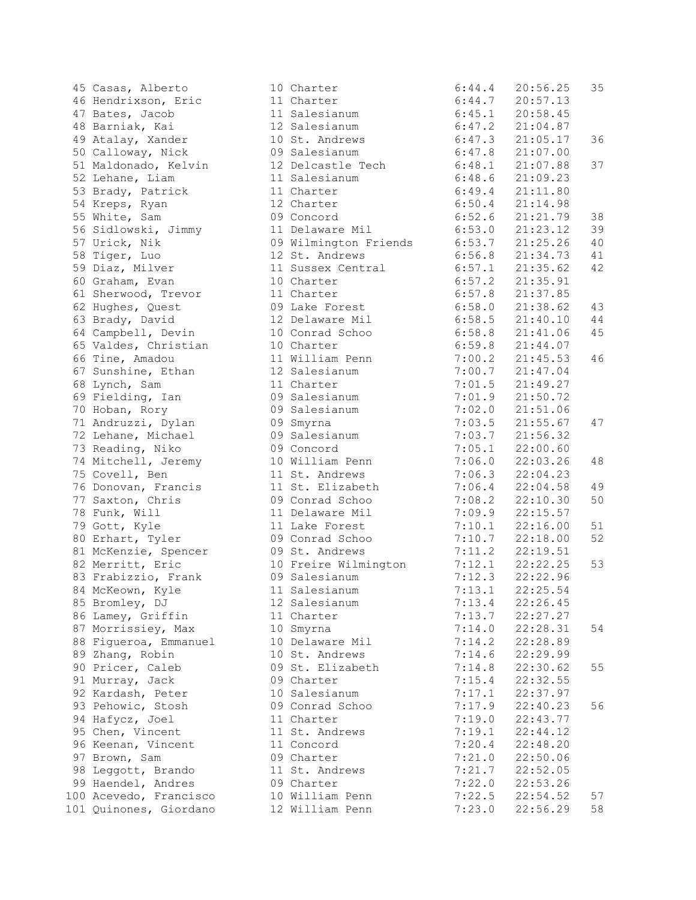| Place | Name | Yr | School | Pace | Time | Score |
|---|---|---|---|---|---|---|
| 45 | Casas, Alberto | 10 | Charter | 6:44.4 | 20:56.25 | 35 |
| 46 | Hendrixson, Eric | 11 | Charter | 6:44.7 | 20:57.13 | |
| 47 | Bates, Jacob | 11 | Salesianum | 6:45.1 | 20:58.45 | |
| 48 | Barniak, Kai | 12 | Salesianum | 6:47.2 | 21:04.87 | |
| 49 | Atalay, Xander | 10 | St. Andrews | 6:47.3 | 21:05.17 | 36 |
| 50 | Calloway, Nick | 09 | Salesianum | 6:47.8 | 21:07.00 | |
| 51 | Maldonado, Kelvin | 12 | Delcastle Tech | 6:48.1 | 21:07.88 | 37 |
| 52 | Lehane, Liam | 11 | Salesianum | 6:48.6 | 21:09.23 | |
| 53 | Brady, Patrick | 11 | Charter | 6:49.4 | 21:11.80 | |
| 54 | Kreps, Ryan | 12 | Charter | 6:50.4 | 21:14.98 | |
| 55 | White, Sam | 09 | Concord | 6:52.6 | 21:21.79 | 38 |
| 56 | Sidlowski, Jimmy | 11 | Delaware Mil | 6:53.0 | 21:23.12 | 39 |
| 57 | Urick, Nik | 09 | Wilmington Friends | 6:53.7 | 21:25.26 | 40 |
| 58 | Tiger, Luo | 12 | St. Andrews | 6:56.8 | 21:34.73 | 41 |
| 59 | Diaz, Milver | 11 | Sussex Central | 6:57.1 | 21:35.62 | 42 |
| 60 | Graham, Evan | 10 | Charter | 6:57.2 | 21:35.91 | |
| 61 | Sherwood, Trevor | 11 | Charter | 6:57.8 | 21:37.85 | |
| 62 | Hughes, Quest | 09 | Lake Forest | 6:58.0 | 21:38.62 | 43 |
| 63 | Brady, David | 12 | Delaware Mil | 6:58.5 | 21:40.10 | 44 |
| 64 | Campbell, Devin | 10 | Conrad Schoo | 6:58.8 | 21:41.06 | 45 |
| 65 | Valdes, Christian | 10 | Charter | 6:59.8 | 21:44.07 | |
| 66 | Tine, Amadou | 11 | William Penn | 7:00.2 | 21:45.53 | 46 |
| 67 | Sunshine, Ethan | 12 | Salesianum | 7:00.7 | 21:47.04 | |
| 68 | Lynch, Sam | 11 | Charter | 7:01.5 | 21:49.27 | |
| 69 | Fielding, Ian | 09 | Salesianum | 7:01.9 | 21:50.72 | |
| 70 | Hoban, Rory | 09 | Salesianum | 7:02.0 | 21:51.06 | |
| 71 | Andruzzi, Dylan | 09 | Smyrna | 7:03.5 | 21:55.67 | 47 |
| 72 | Lehane, Michael | 09 | Salesianum | 7:03.7 | 21:56.32 | |
| 73 | Reading, Niko | 09 | Concord | 7:05.1 | 22:00.60 | |
| 74 | Mitchell, Jeremy | 10 | William Penn | 7:06.0 | 22:03.26 | 48 |
| 75 | Covell, Ben | 11 | St. Andrews | 7:06.3 | 22:04.23 | |
| 76 | Donovan, Francis | 11 | St. Elizabeth | 7:06.4 | 22:04.58 | 49 |
| 77 | Saxton, Chris | 09 | Conrad Schoo | 7:08.2 | 22:10.30 | 50 |
| 78 | Funk, Will | 11 | Delaware Mil | 7:09.9 | 22:15.57 | |
| 79 | Gott, Kyle | 11 | Lake Forest | 7:10.1 | 22:16.00 | 51 |
| 80 | Erhart, Tyler | 09 | Conrad Schoo | 7:10.7 | 22:18.00 | 52 |
| 81 | McKenzie, Spencer | 09 | St. Andrews | 7:11.2 | 22:19.51 | |
| 82 | Merritt, Eric | 10 | Freire Wilmington | 7:12.1 | 22:22.25 | 53 |
| 83 | Frabizzio, Frank | 09 | Salesianum | 7:12.3 | 22:22.96 | |
| 84 | McKeown, Kyle | 11 | Salesianum | 7:13.1 | 22:25.54 | |
| 85 | Bromley, DJ | 12 | Salesianum | 7:13.4 | 22:26.45 | |
| 86 | Lamey, Griffin | 11 | Charter | 7:13.7 | 22:27.27 | |
| 87 | Morrissiey, Max | 10 | Smyrna | 7:14.0 | 22:28.31 | 54 |
| 88 | Figueroa, Emmanuel | 10 | Delaware Mil | 7:14.2 | 22:28.89 | |
| 89 | Zhang, Robin | 10 | St. Andrews | 7:14.6 | 22:29.99 | |
| 90 | Pricer, Caleb | 09 | St. Elizabeth | 7:14.8 | 22:30.62 | 55 |
| 91 | Murray, Jack | 09 | Charter | 7:15.4 | 22:32.55 | |
| 92 | Kardash, Peter | 10 | Salesianum | 7:17.1 | 22:37.97 | |
| 93 | Pehowic, Stosh | 09 | Conrad Schoo | 7:17.9 | 22:40.23 | 56 |
| 94 | Hafycz, Joel | 11 | Charter | 7:19.0 | 22:43.77 | |
| 95 | Chen, Vincent | 11 | St. Andrews | 7:19.1 | 22:44.12 | |
| 96 | Keenan, Vincent | 11 | Concord | 7:20.4 | 22:48.20 | |
| 97 | Brown, Sam | 09 | Charter | 7:21.0 | 22:50.06 | |
| 98 | Leggott, Brando | 11 | St. Andrews | 7:21.7 | 22:52.05 | |
| 99 | Haendel, Andres | 09 | Charter | 7:22.0 | 22:53.26 | |
| 100 | Acevedo, Francisco | 10 | William Penn | 7:22.5 | 22:54.52 | 57 |
| 101 | Quinones, Giordano | 12 | William Penn | 7:23.0 | 22:56.29 | 58 |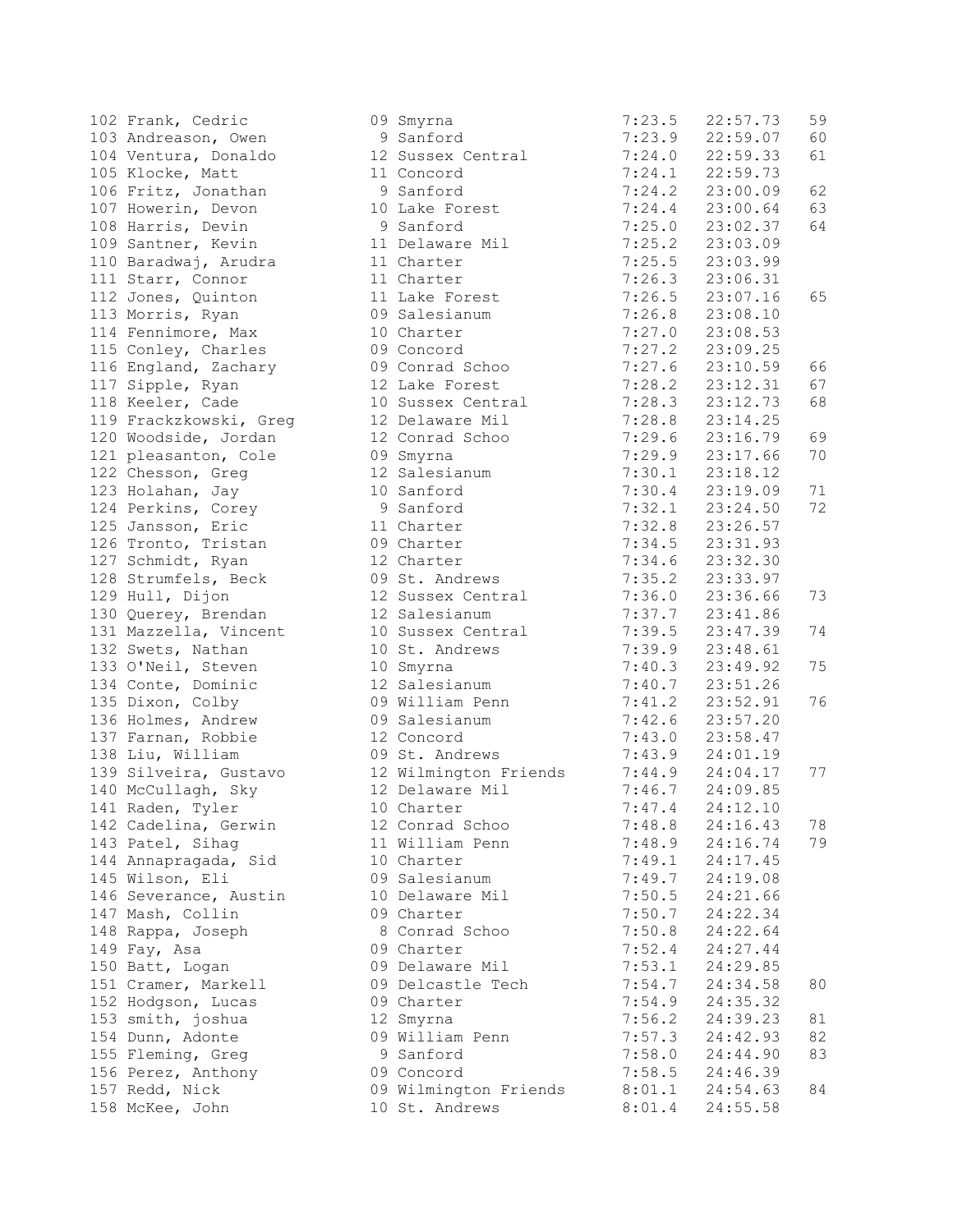```
102 Frank, Cedric          09 Smyrna              7:23.5   22:57.73   59
103 Andreason, Owen         9 Sanford             7:23.9   22:59.07   60
104 Ventura, Donaldo       12 Sussex Central      7:24.0   22:59.33   61
105 Klocke, Matt           11 Concord             7:24.1   22:59.73
106 Fritz, Jonathan         9 Sanford             7:24.2   23:00.09   62
107 Howerin, Devon         10 Lake Forest         7:24.4   23:00.64   63
108 Harris, Devin           9 Sanford             7:25.0   23:02.37   64
109 Santner, Kevin         11 Delaware Mil        7:25.2   23:03.09
110 Baradwaj, Arudra       11 Charter             7:25.5   23:03.99
111 Starr, Connor          11 Charter             7:26.3   23:06.31
112 Jones, Quinton         11 Lake Forest         7:26.5   23:07.16   65
113 Morris, Ryan           09 Salesianum          7:26.8   23:08.10
114 Fennimore, Max         10 Charter             7:27.0   23:08.53
115 Conley, Charles        09 Concord             7:27.2   23:09.25
116 England, Zachary       09 Conrad Schoo        7:27.6   23:10.59   66
117 Sipple, Ryan           12 Lake Forest         7:28.2   23:12.31   67
118 Keeler, Cade           10 Sussex Central      7:28.3   23:12.73   68
119 Frackzkowski, Greg     12 Delaware Mil        7:28.8   23:14.25
120 Woodside, Jordan       12 Conrad Schoo        7:29.6   23:16.79   69
121 pleasanton, Cole       09 Smyrna              7:29.9   23:17.66   70
122 Chesson, Greg          12 Salesianum          7:30.1   23:18.12
123 Holahan, Jay           10 Sanford             7:30.4   23:19.09   71
124 Perkins, Corey          9 Sanford             7:32.1   23:24.50   72
125 Jansson, Eric          11 Charter             7:32.8   23:26.57
126 Tronto, Tristan        09 Charter             7:34.5   23:31.93
127 Schmidt, Ryan          12 Charter             7:34.6   23:32.30
128 Strumfels, Beck        09 St. Andrews         7:35.2   23:33.97
129 Hull, Dijon            12 Sussex Central      7:36.0   23:36.66   73
130 Querey, Brendan        12 Salesianum          7:37.7   23:41.86
131 Mazzella, Vincent      10 Sussex Central      7:39.5   23:47.39   74
132 Swets, Nathan          10 St. Andrews         7:39.9   23:48.61
133 O'Neil, Steven         10 Smyrna              7:40.3   23:49.92   75
134 Conte, Dominic         12 Salesianum          7:40.7   23:51.26
135 Dixon, Colby           09 William Penn        7:41.2   23:52.91   76
136 Holmes, Andrew         09 Salesianum          7:42.6   23:57.20
137 Farnan, Robbie         12 Concord             7:43.0   23:58.47
138 Liu, William           09 St. Andrews         7:43.9   24:01.19
139 Silveira, Gustavo      12 Wilmington Friends  7:44.9   24:04.17   77
140 McCullagh, Sky         12 Delaware Mil        7:46.7   24:09.85
141 Raden, Tyler           10 Charter             7:47.4   24:12.10
142 Cadelina, Gerwin       12 Conrad Schoo        7:48.8   24:16.43   78
143 Patel, Sihag           11 William Penn        7:48.9   24:16.74   79
144 Annapragada, Sid       10 Charter             7:49.1   24:17.45
145 Wilson, Eli            09 Salesianum          7:49.7   24:19.08
146 Severance, Austin      10 Delaware Mil        7:50.5   24:21.66
147 Mash, Collin           09 Charter             7:50.7   24:22.34
148 Rappa, Joseph           8 Conrad Schoo        7:50.8   24:22.64
149 Fay, Asa               09 Charter             7:52.4   24:27.44
150 Batt, Logan            09 Delaware Mil        7:53.1   24:29.85
151 Cramer, Markell        09 Delcastle Tech      7:54.7   24:34.58   80
152 Hodgson, Lucas         09 Charter             7:54.9   24:35.32
153 smith, joshua          12 Smyrna              7:56.2   24:39.23   81
154 Dunn, Adonte           09 William Penn        7:57.3   24:42.93   82
155 Fleming, Greg           9 Sanford             7:58.0   24:44.90   83
156 Perez, Anthony         09 Concord             7:58.5   24:46.39
157 Redd, Nick             09 Wilmington Friends  8:01.1   24:54.63   84
158 McKee, John            10 St. Andrews         8:01.4   24:55.58
```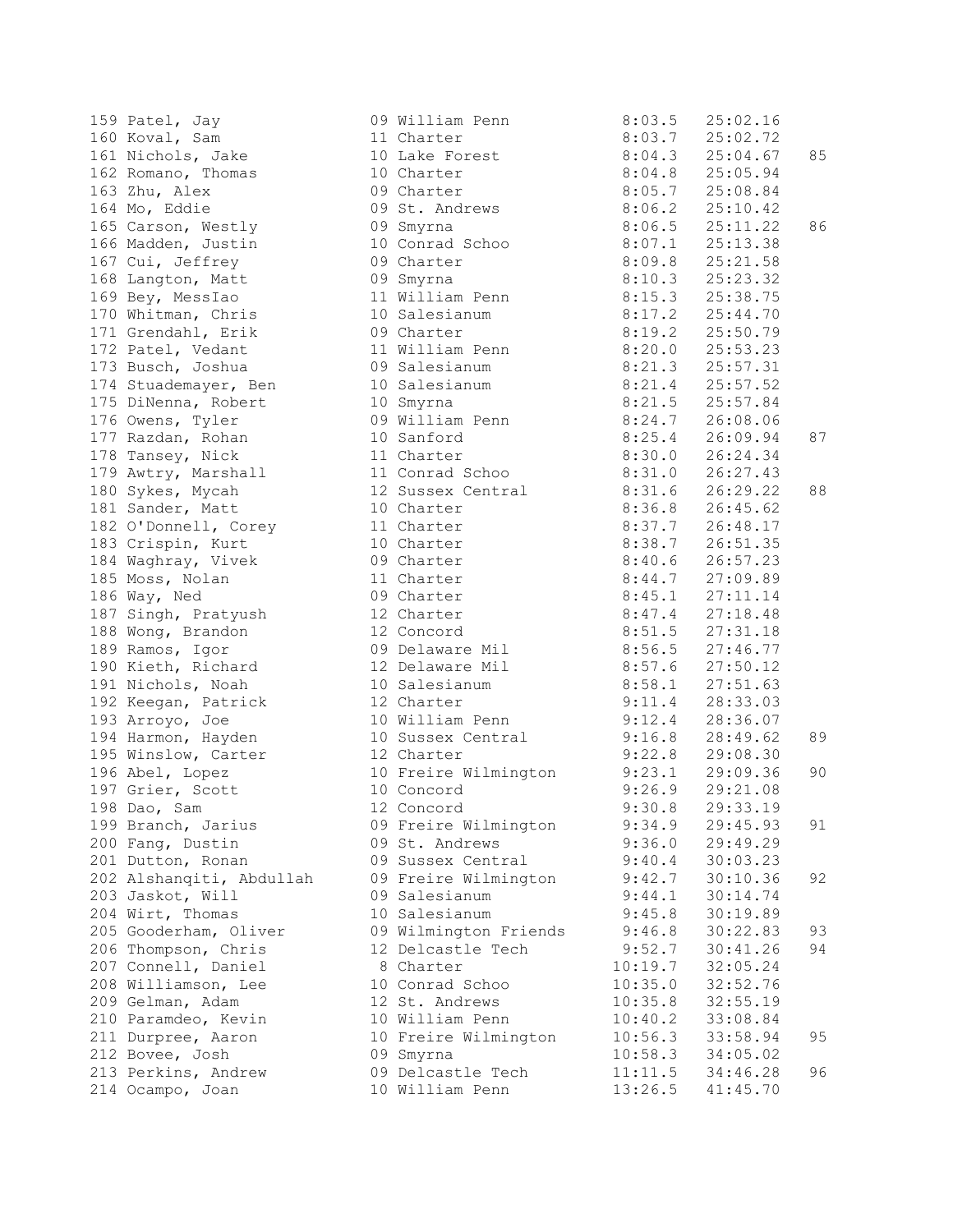| Place | Name | Year | School | Pace | Time | Score |
|---|---|---|---|---|---|---|
| 159 | Patel, Jay | 09 | William Penn | 8:03.5 | 25:02.16 | |
| 160 | Koval, Sam | 11 | Charter | 8:03.7 | 25:02.72 | |
| 161 | Nichols, Jake | 10 | Lake Forest | 8:04.3 | 25:04.67 | 85 |
| 162 | Romano, Thomas | 10 | Charter | 8:04.8 | 25:05.94 | |
| 163 | Zhu, Alex | 09 | Charter | 8:05.7 | 25:08.84 | |
| 164 | Mo, Eddie | 09 | St. Andrews | 8:06.2 | 25:10.42 | |
| 165 | Carson, Westly | 09 | Smyrna | 8:06.5 | 25:11.22 | 86 |
| 166 | Madden, Justin | 10 | Conrad Schoo | 8:07.1 | 25:13.38 | |
| 167 | Cui, Jeffrey | 09 | Charter | 8:09.8 | 25:21.58 | |
| 168 | Langton, Matt | 09 | Smyrna | 8:10.3 | 25:23.32 | |
| 169 | Bey, MessIao | 11 | William Penn | 8:15.3 | 25:38.75 | |
| 170 | Whitman, Chris | 10 | Salesianum | 8:17.2 | 25:44.70 | |
| 171 | Grendahl, Erik | 09 | Charter | 8:19.2 | 25:50.79 | |
| 172 | Patel, Vedant | 11 | William Penn | 8:20.0 | 25:53.23 | |
| 173 | Busch, Joshua | 09 | Salesianum | 8:21.3 | 25:57.31 | |
| 174 | Stuademayer, Ben | 10 | Salesianum | 8:21.4 | 25:57.52 | |
| 175 | DiNenna, Robert | 10 | Smyrna | 8:21.5 | 25:57.84 | |
| 176 | Owens, Tyler | 09 | William Penn | 8:24.7 | 26:08.06 | |
| 177 | Razdan, Rohan | 10 | Sanford | 8:25.4 | 26:09.94 | 87 |
| 178 | Tansey, Nick | 11 | Charter | 8:30.0 | 26:24.34 | |
| 179 | Awtry, Marshall | 11 | Conrad Schoo | 8:31.0 | 26:27.43 | |
| 180 | Sykes, Mycah | 12 | Sussex Central | 8:31.6 | 26:29.22 | 88 |
| 181 | Sander, Matt | 10 | Charter | 8:36.8 | 26:45.62 | |
| 182 | O'Donnell, Corey | 11 | Charter | 8:37.7 | 26:48.17 | |
| 183 | Crispin, Kurt | 10 | Charter | 8:38.7 | 26:51.35 | |
| 184 | Waghray, Vivek | 09 | Charter | 8:40.6 | 26:57.23 | |
| 185 | Moss, Nolan | 11 | Charter | 8:44.7 | 27:09.89 | |
| 186 | Way, Ned | 09 | Charter | 8:45.1 | 27:11.14 | |
| 187 | Singh, Pratyush | 12 | Charter | 8:47.4 | 27:18.48 | |
| 188 | Wong, Brandon | 12 | Concord | 8:51.5 | 27:31.18 | |
| 189 | Ramos, Igor | 09 | Delaware Mil | 8:56.5 | 27:46.77 | |
| 190 | Kieth, Richard | 12 | Delaware Mil | 8:57.6 | 27:50.12 | |
| 191 | Nichols, Noah | 10 | Salesianum | 8:58.1 | 27:51.63 | |
| 192 | Keegan, Patrick | 12 | Charter | 9:11.4 | 28:33.03 | |
| 193 | Arroyo, Joe | 10 | William Penn | 9:12.4 | 28:36.07 | |
| 194 | Harmon, Hayden | 10 | Sussex Central | 9:16.8 | 28:49.62 | 89 |
| 195 | Winslow, Carter | 12 | Charter | 9:22.8 | 29:08.30 | |
| 196 | Abel, Lopez | 10 | Freire Wilmington | 9:23.1 | 29:09.36 | 90 |
| 197 | Grier, Scott | 10 | Concord | 9:26.9 | 29:21.08 | |
| 198 | Dao, Sam | 12 | Concord | 9:30.8 | 29:33.19 | |
| 199 | Branch, Jarius | 09 | Freire Wilmington | 9:34.9 | 29:45.93 | 91 |
| 200 | Fang, Dustin | 09 | St. Andrews | 9:36.0 | 29:49.29 | |
| 201 | Dutton, Ronan | 09 | Sussex Central | 9:40.4 | 30:03.23 | |
| 202 | Alshanqiti, Abdullah | 09 | Freire Wilmington | 9:42.7 | 30:10.36 | 92 |
| 203 | Jaskot, Will | 09 | Salesianum | 9:44.1 | 30:14.74 | |
| 204 | Wirt, Thomas | 10 | Salesianum | 9:45.8 | 30:19.89 | |
| 205 | Gooderham, Oliver | 09 | Wilmington Friends | 9:46.8 | 30:22.83 | 93 |
| 206 | Thompson, Chris | 12 | Delcastle Tech | 9:52.7 | 30:41.26 | 94 |
| 207 | Connell, Daniel | 8 | Charter | 10:19.7 | 32:05.24 | |
| 208 | Williamson, Lee | 10 | Conrad Schoo | 10:35.0 | 32:52.76 | |
| 209 | Gelman, Adam | 12 | St. Andrews | 10:35.8 | 32:55.19 | |
| 210 | Paramdeo, Kevin | 10 | William Penn | 10:40.2 | 33:08.84 | |
| 211 | Durpree, Aaron | 10 | Freire Wilmington | 10:56.3 | 33:58.94 | 95 |
| 212 | Bovee, Josh | 09 | Smyrna | 10:58.3 | 34:05.02 | |
| 213 | Perkins, Andrew | 09 | Delcastle Tech | 11:11.5 | 34:46.28 | 96 |
| 214 | Ocampo, Joan | 10 | William Penn | 13:26.5 | 41:45.70 | |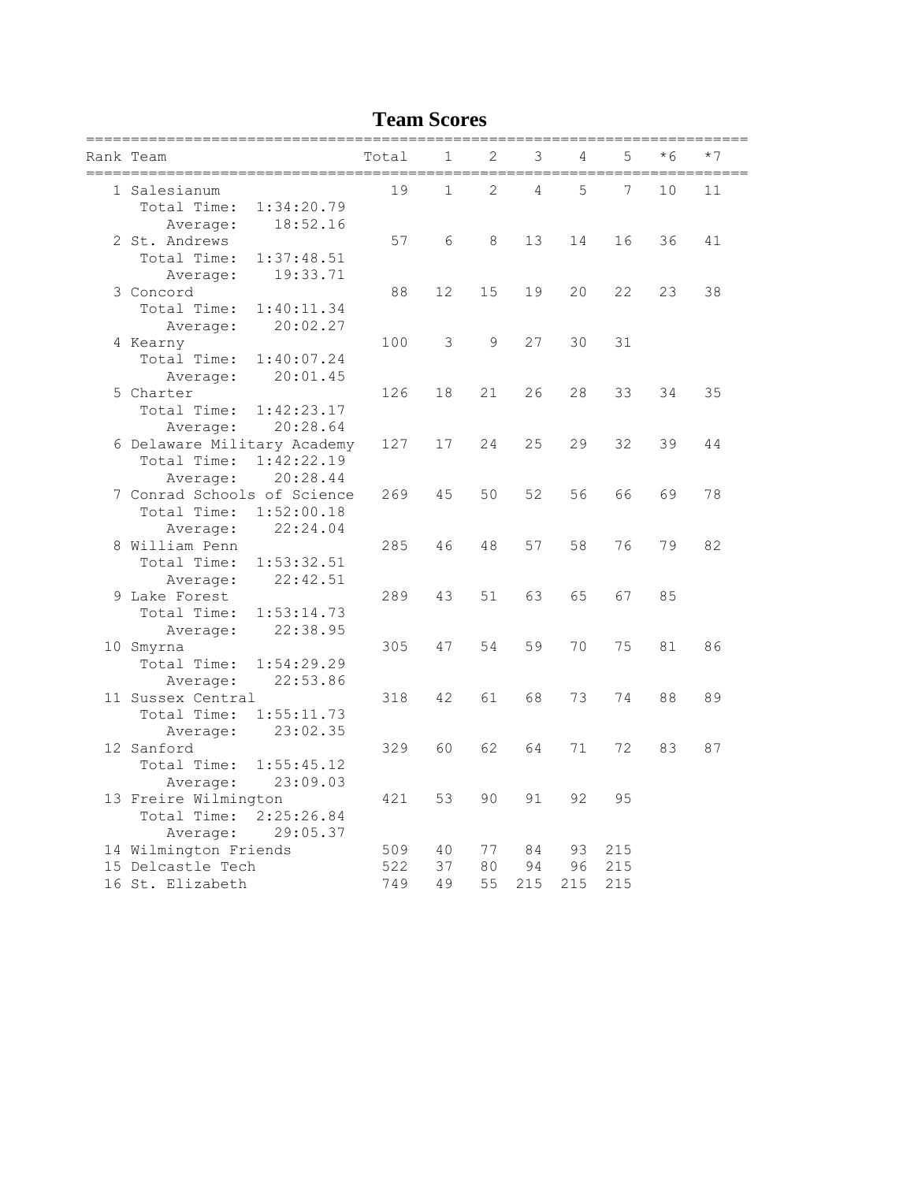## Team Scores

| Rank | Team | Total | 1 | 2 | 3 | 4 | 5 | *6 | *7 |
|---|---|---|---|---|---|---|---|---|---|
| 1 | Salesianum | 19 | 1 | 2 | 4 | 5 | 7 | 10 | 11 |
| | Total Time: 1:34:20.79 | | | | | | | | |
| | Average: 18:52.16 | | | | | | | | |
| 2 | St. Andrews | 57 | 6 | 8 | 13 | 14 | 16 | 36 | 41 |
| | Total Time: 1:37:48.51 | | | | | | | | |
| | Average: 19:33.71 | | | | | | | | |
| 3 | Concord | 88 | 12 | 15 | 19 | 20 | 22 | 23 | 38 |
| | Total Time: 1:40:11.34 | | | | | | | | |
| | Average: 20:02.27 | | | | | | | | |
| 4 | Kearny | 100 | 3 | 9 | 27 | 30 | 31 | | |
| | Total Time: 1:40:07.24 | | | | | | | | |
| | Average: 20:01.45 | | | | | | | | |
| 5 | Charter | 126 | 18 | 21 | 26 | 28 | 33 | 34 | 35 |
| | Total Time: 1:42:23.17 | | | | | | | | |
| | Average: 20:28.64 | | | | | | | | |
| 6 | Delaware Military Academy | 127 | 17 | 24 | 25 | 29 | 32 | 39 | 44 |
| | Total Time: 1:42:22.19 | | | | | | | | |
| | Average: 20:28.44 | | | | | | | | |
| 7 | Conrad Schools of Science | 269 | 45 | 50 | 52 | 56 | 66 | 69 | 78 |
| | Total Time: 1:52:00.18 | | | | | | | | |
| | Average: 22:24.04 | | | | | | | | |
| 8 | William Penn | 285 | 46 | 48 | 57 | 58 | 76 | 79 | 82 |
| | Total Time: 1:53:32.51 | | | | | | | | |
| | Average: 22:42.51 | | | | | | | | |
| 9 | Lake Forest | 289 | 43 | 51 | 63 | 65 | 67 | 85 | |
| | Total Time: 1:53:14.73 | | | | | | | | |
| | Average: 22:38.95 | | | | | | | | |
| 10 | Smyrna | 305 | 47 | 54 | 59 | 70 | 75 | 81 | 86 |
| | Total Time: 1:54:29.29 | | | | | | | | |
| | Average: 22:53.86 | | | | | | | | |
| 11 | Sussex Central | 318 | 42 | 61 | 68 | 73 | 74 | 88 | 89 |
| | Total Time: 1:55:11.73 | | | | | | | | |
| | Average: 23:02.35 | | | | | | | | |
| 12 | Sanford | 329 | 60 | 62 | 64 | 71 | 72 | 83 | 87 |
| | Total Time: 1:55:45.12 | | | | | | | | |
| | Average: 23:09.03 | | | | | | | | |
| 13 | Freire Wilmington | 421 | 53 | 90 | 91 | 92 | 95 | | |
| | Total Time: 2:25:26.84 | | | | | | | | |
| | Average: 29:05.37 | | | | | | | | |
| 14 | Wilmington Friends | 509 | 40 | 77 | 84 | 93 | 215 | | |
| 15 | Delcastle Tech | 522 | 37 | 80 | 94 | 96 | 215 | | |
| 16 | St. Elizabeth | 749 | 49 | 55 | 215 | 215 | 215 | | |